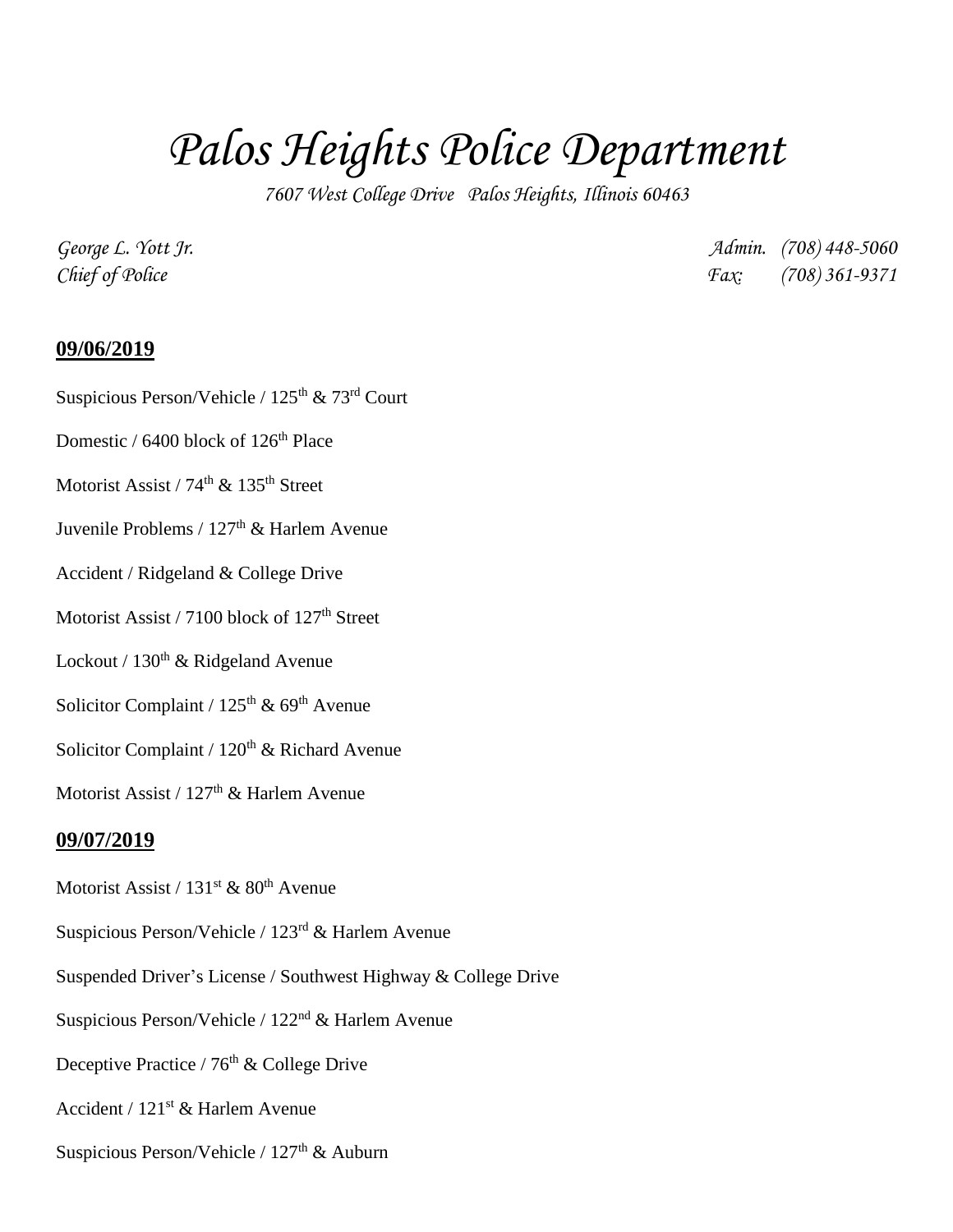# Palos Heights Police Department

*7607 West College Drive Palos Heights, Illinois 60463*

*George L. Yott Jr.*
*Chief of Police*

*Admin. (708) 448-5060*
*Fax: (708) 361-9371*

## 09/06/2019

Suspicious Person/Vehicle / 125th & 73rd Court

Domestic / 6400 block of 126th Place

Motorist Assist / 74th & 135th Street

Juvenile Problems / 127th & Harlem Avenue

Accident / Ridgeland & College Drive

Motorist Assist / 7100 block of 127th Street

Lockout / 130th & Ridgeland Avenue

Solicitor Complaint / 125th & 69th Avenue

Solicitor Complaint / 120th & Richard Avenue

Motorist Assist / 127th & Harlem Avenue

## 09/07/2019

Motorist Assist / 131st & 80th Avenue

Suspicious Person/Vehicle / 123rd & Harlem Avenue

Suspended Driver's License / Southwest Highway & College Drive

Suspicious Person/Vehicle / 122nd & Harlem Avenue

Deceptive Practice / 76th & College Drive

Accident / 121st & Harlem Avenue

Suspicious Person/Vehicle / 127th & Auburn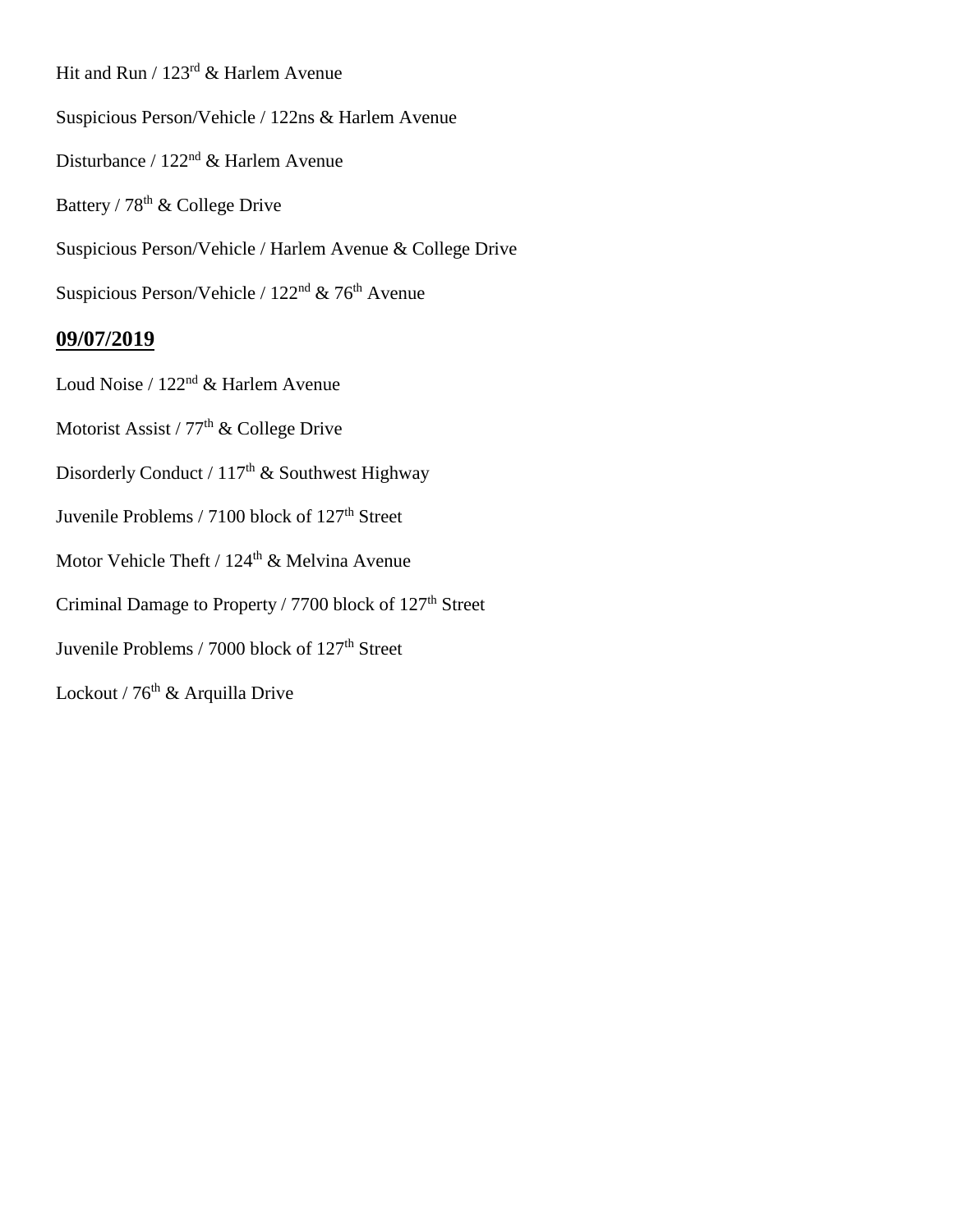Hit and Run / 123rd & Harlem Avenue

Suspicious Person/Vehicle / 122ns & Harlem Avenue

Disturbance / 122nd & Harlem Avenue

Battery / 78th & College Drive

Suspicious Person/Vehicle / Harlem Avenue & College Drive

Suspicious Person/Vehicle / 122nd & 76th Avenue

## **09/07/2019**

Loud Noise / 122nd & Harlem Avenue

Motorist Assist / 77th & College Drive

Disorderly Conduct / 117th & Southwest Highway

Juvenile Problems / 7100 block of 127th Street

Motor Vehicle Theft / 124th & Melvina Avenue

Criminal Damage to Property / 7700 block of 127th Street

Juvenile Problems / 7000 block of 127th Street

Lockout / 76th & Arquilla Drive